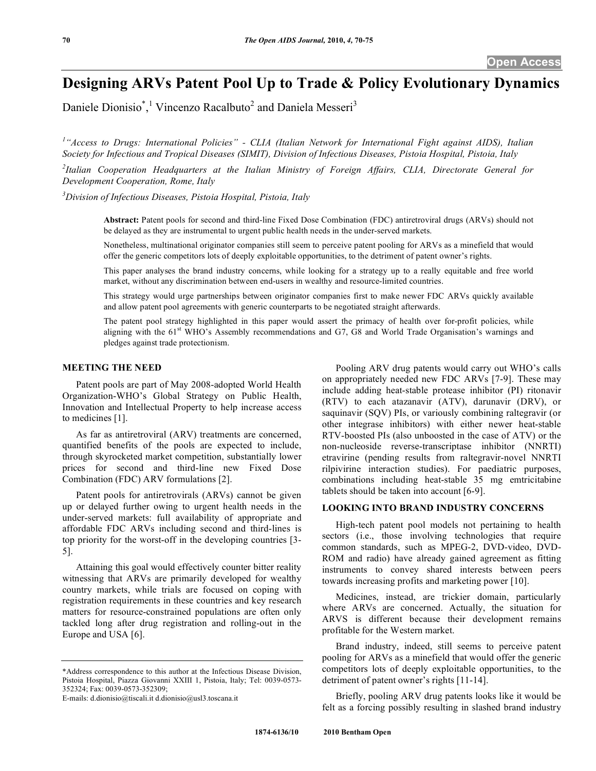Open Access

# Designing ARVs Patent Pool Up to Trade & Policy Evolutionary Dynamics

Daniele Dionisio*,[1] Vincenzo Racalbuto[2] and Daniela Messeri[3]

[1] "Access to Drugs: International Policies" - CLIA (Italian Network for International Fight against AIDS), Italian Society for Infectious and Tropical Diseases (SIMIT), Division of Infectious Diseases, Pistoia Hospital, Pistoia, Italy

[2] Italian Cooperation Headquarters at the Italian Ministry of Foreign Affairs, CLIA, Directorate General for Development Cooperation, Rome, Italy

[3] Division of Infectious Diseases, Pistoia Hospital, Pistoia, Italy

**Abstract:** Patent pools for second and third-line Fixed Dose Combination (FDC) antiretroviral drugs (ARVs) should not be delayed as they are instrumental to urgent public health needs in the under-served markets.

Nonetheless, multinational originator companies still seem to perceive patent pooling for ARVs as a minefield that would offer the generic competitors lots of deeply exploitable opportunities, to the detriment of patent owner's rights.

This paper analyses the brand industry concerns, while looking for a strategy up to a really equitable and free world market, without any discrimination between end-users in wealthy and resource-limited countries.

This strategy would urge partnerships between originator companies first to make newer FDC ARVs quickly available and allow patent pool agreements with generic counterparts to be negotiated straight afterwards.

The patent pool strategy highlighted in this paper would assert the primacy of health over for-profit policies, while aligning with the 61st WHO's Assembly recommendations and G7, G8 and World Trade Organisation's warnings and pledges against trade protectionism.

## MEETING THE NEED

Patent pools are part of May 2008-adopted World Health Organization-WHO's Global Strategy on Public Health, Innovation and Intellectual Property to help increase access to medicines [1].

As far as antiretroviral (ARV) treatments are concerned, quantified benefits of the pools are expected to include, through skyrocketed market competition, substantially lower prices for second and third-line new Fixed Dose Combination (FDC) ARV formulations [2].

Patent pools for antiretrovirals (ARVs) cannot be given up or delayed further owing to urgent health needs in the under-served markets: full availability of appropriate and affordable FDC ARVs including second and third-lines is top priority for the worst-off in the developing countries [3-5].

Attaining this goal would effectively counter bitter reality witnessing that ARVs are primarily developed for wealthy country markets, while trials are focused on coping with registration requirements in these countries and key research matters for resource-constrained populations are often only tackled long after drug registration and rolling-out in the Europe and USA [6].

Pooling ARV drug patents would carry out WHO's calls on appropriately needed new FDC ARVs [7-9]. These may include adding heat-stable protease inhibitor (PI) ritonavir (RTV) to each atazanavir (ATV), darunavir (DRV), or saquinavir (SQV) PIs, or variously combining raltegravir (or other integrase inhibitors) with either newer heat-stable RTV-boosted PIs (also unboosted in the case of ATV) or the non-nucleoside reverse-transcriptase inhibitor (NNRTI) etravirine (pending results from raltegravir-novel NNRTI rilpivirine interaction studies). For paediatric purposes, combinations including heat-stable 35 mg emtricitabine tablets should be taken into account [6-9].

## LOOKING INTO BRAND INDUSTRY CONCERNS

High-tech patent pool models not pertaining to health sectors (i.e., those involving technologies that require common standards, such as MPEG-2, DVD-video, DVD-ROM and radio) have already gained agreement as fitting instruments to convey shared interests between peers towards increasing profits and marketing power [10].

Medicines, instead, are trickier domain, particularly where ARVs are concerned. Actually, the situation for ARVS is different because their development remains profitable for the Western market.

Brand industry, indeed, still seems to perceive patent pooling for ARVs as a minefield that would offer the generic competitors lots of deeply exploitable opportunities, to the detriment of patent owner's rights [11-14].

Briefly, pooling ARV drug patents looks like it would be felt as a forcing possibly resulting in slashed brand industry

*Address correspondence to this author at the Infectious Disease Division, Pistoia Hospital, Piazza Giovanni XXIII 1, Pistoia, Italy; Tel: 0039-0573-352324; Fax: 0039-0573-352309;
E-mails: d.dionisio@tiscali.it d.dionisio@usl3.toscana.it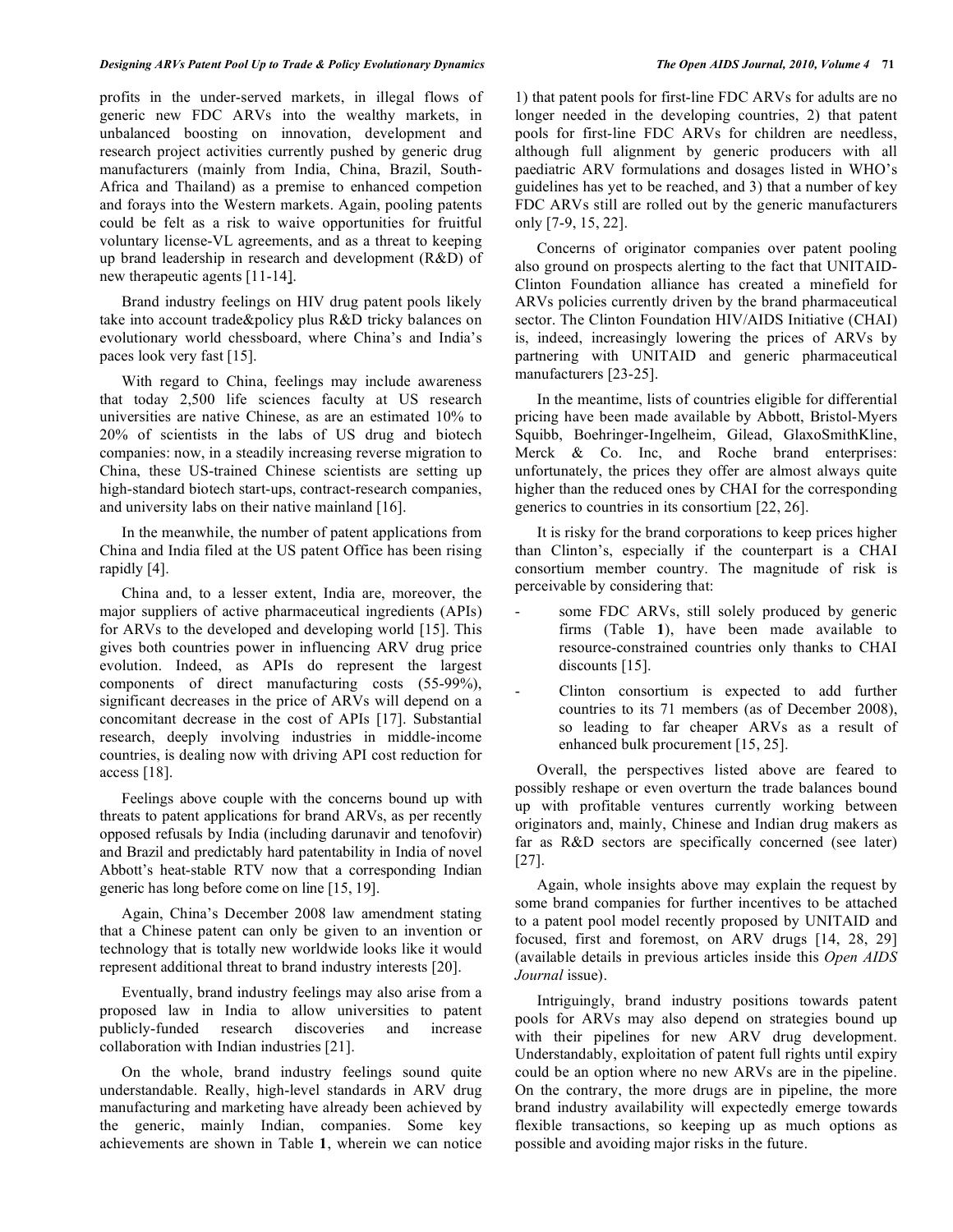profits in the under-served markets, in illegal flows of generic new FDC ARVs into the wealthy markets, in unbalanced boosting on innovation, development and research project activities currently pushed by generic drug manufacturers (mainly from India, China, Brazil, South-Africa and Thailand) as a premise to enhanced competion and forays into the Western markets. Again, pooling patents could be felt as a risk to waive opportunities for fruitful voluntary license-VL agreements, and as a threat to keeping up brand leadership in research and development (R&D) of new therapeutic agents [11-14].

Brand industry feelings on HIV drug patent pools likely take into account trade&policy plus R&D tricky balances on evolutionary world chessboard, where China's and India's paces look very fast [15].

With regard to China, feelings may include awareness that today 2,500 life sciences faculty at US research universities are native Chinese, as are an estimated 10% to 20% of scientists in the labs of US drug and biotech companies: now, in a steadily increasing reverse migration to China, these US-trained Chinese scientists are setting up high-standard biotech start-ups, contract-research companies, and university labs on their native mainland [16].

In the meanwhile, the number of patent applications from China and India filed at the US patent Office has been rising rapidly [4].

China and, to a lesser extent, India are, moreover, the major suppliers of active pharmaceutical ingredients (APIs) for ARVs to the developed and developing world [15]. This gives both countries power in influencing ARV drug price evolution. Indeed, as APIs do represent the largest components of direct manufacturing costs (55-99%), significant decreases in the price of ARVs will depend on a concomitant decrease in the cost of APIs [17]. Substantial research, deeply involving industries in middle-income countries, is dealing now with driving API cost reduction for access [18].

Feelings above couple with the concerns bound up with threats to patent applications for brand ARVs, as per recently opposed refusals by India (including darunavir and tenofovir) and Brazil and predictably hard patentability in India of novel Abbott's heat-stable RTV now that a corresponding Indian generic has long before come on line [15, 19].

Again, China's December 2008 law amendment stating that a Chinese patent can only be given to an invention or technology that is totally new worldwide looks like it would represent additional threat to brand industry interests [20].

Eventually, brand industry feelings may also arise from a proposed law in India to allow universities to patent publicly-funded research discoveries and increase collaboration with Indian industries [21].

On the whole, brand industry feelings sound quite understandable. Really, high-level standards in ARV drug manufacturing and marketing have already been achieved by the generic, mainly Indian, companies. Some key achievements are shown in Table **1**, wherein we can notice 1) that patent pools for first-line FDC ARVs for adults are no longer needed in the developing countries, 2) that patent pools for first-line FDC ARVs for children are needless, although full alignment by generic producers with all paediatric ARV formulations and dosages listed in WHO's guidelines has yet to be reached, and 3) that a number of key FDC ARVs still are rolled out by the generic manufacturers only [7-9, 15, 22].

Concerns of originator companies over patent pooling also ground on prospects alerting to the fact that UNITAID-Clinton Foundation alliance has created a minefield for ARVs policies currently driven by the brand pharmaceutical sector. The Clinton Foundation HIV/AIDS Initiative (CHAI) is, indeed, increasingly lowering the prices of ARVs by partnering with UNITAID and generic pharmaceutical manufacturers [23-25].

In the meantime, lists of countries eligible for differential pricing have been made available by Abbott, Bristol-Myers Squibb, Boehringer-Ingelheim, Gilead, GlaxoSmithKline, Merck & Co. Inc, and Roche brand enterprises: unfortunately, the prices they offer are almost always quite higher than the reduced ones by CHAI for the corresponding generics to countries in its consortium [22, 26].

It is risky for the brand corporations to keep prices higher than Clinton's, especially if the counterpart is a CHAI consortium member country. The magnitude of risk is perceivable by considering that:

- some FDC ARVs, still solely produced by generic firms (Table **1**), have been made available to resource-constrained countries only thanks to CHAI discounts [15].
- Clinton consortium is expected to add further countries to its 71 members (as of December 2008), so leading to far cheaper ARVs as a result of enhanced bulk procurement [15, 25].

Overall, the perspectives listed above are feared to possibly reshape or even overturn the trade balances bound up with profitable ventures currently working between originators and, mainly, Chinese and Indian drug makers as far as R&D sectors are specifically concerned (see later) [27].

Again, whole insights above may explain the request by some brand companies for further incentives to be attached to a patent pool model recently proposed by UNITAID and focused, first and foremost, on ARV drugs [14, 28, 29] (available details in previous articles inside this *Open AIDS Journal* issue).

Intriguingly, brand industry positions towards patent pools for ARVs may also depend on strategies bound up with their pipelines for new ARV drug development. Understandably, exploitation of patent full rights until expiry could be an option where no new ARVs are in the pipeline. On the contrary, the more drugs are in pipeline, the more brand industry availability will expectedly emerge towards flexible transactions, so keeping up as much options as possible and avoiding major risks in the future.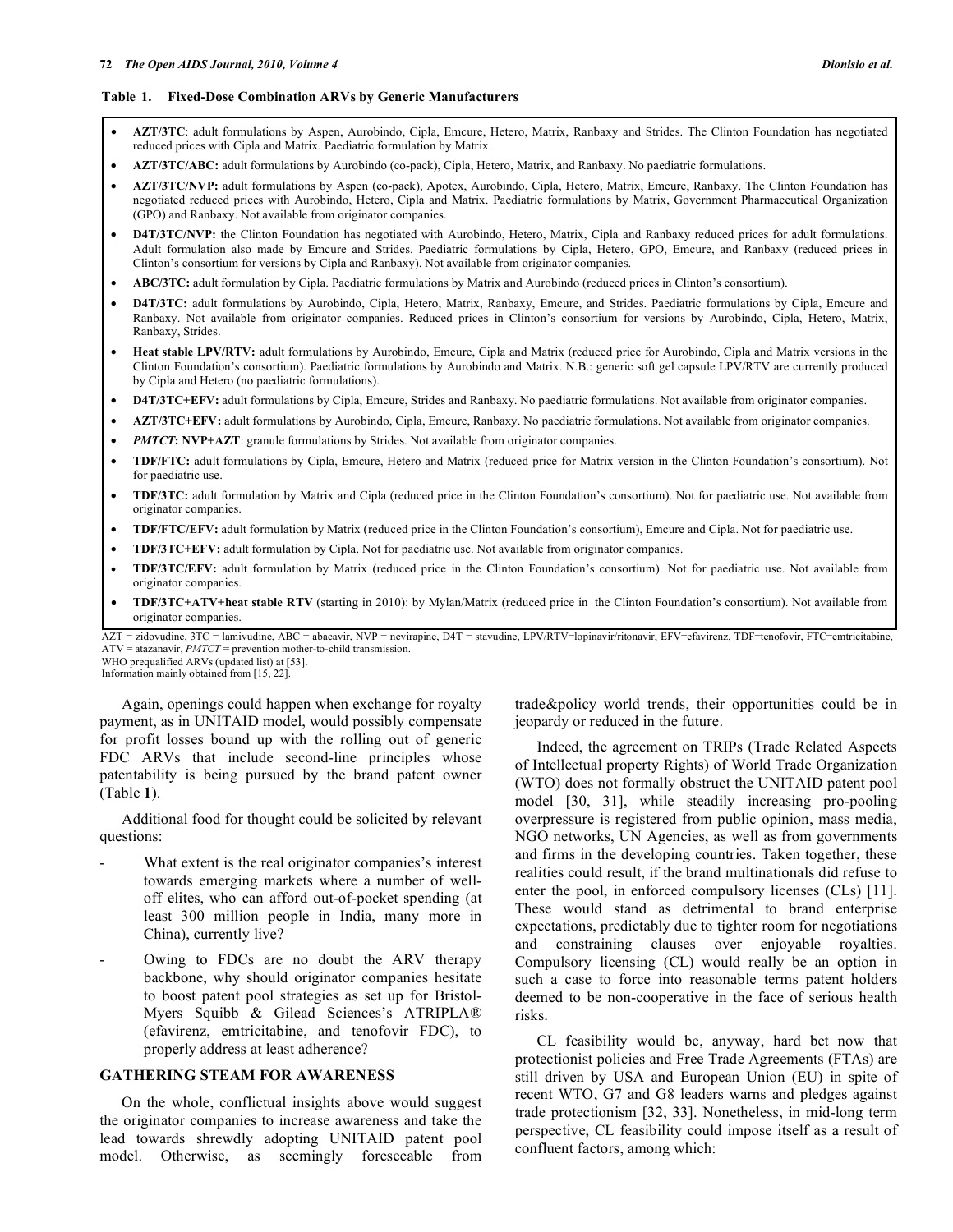**Table 1. Fixed-Dose Combination ARVs by Generic Manufacturers**

- **AZT/3TC**: adult formulations by Aspen, Aurobindo, Cipla, Emcure, Hetero, Matrix, Ranbaxy and Strides. The Clinton Foundation has negotiated reduced prices with Cipla and Matrix. Paediatric formulation by Matrix.
- **AZT/3TC/ABC:** adult formulations by Aurobindo (co-pack), Cipla, Hetero, Matrix, and Ranbaxy. No paediatric formulations.
- **AZT/3TC/NVP:** adult formulations by Aspen (co-pack), Apotex, Aurobindo, Cipla, Hetero, Matrix, Emcure, Ranbaxy. The Clinton Foundation has negotiated reduced prices with Aurobindo, Hetero, Cipla and Matrix. Paediatric formulations by Matrix, Government Pharmaceutical Organization (GPO) and Ranbaxy. Not available from originator companies.
- **D4T/3TC/NVP:** the Clinton Foundation has negotiated with Aurobindo, Hetero, Matrix, Cipla and Ranbaxy reduced prices for adult formulations. Adult formulation also made by Emcure and Strides. Paediatric formulations by Cipla, Hetero, GPO, Emcure, and Ranbaxy (reduced prices in Clinton's consortium for versions by Cipla and Ranbaxy). Not available from originator companies.
- **ABC/3TC:** adult formulation by Cipla. Paediatric formulations by Matrix and Aurobindo (reduced prices in Clinton's consortium).
- **D4T/3TC:** adult formulations by Aurobindo, Cipla, Hetero, Matrix, Ranbaxy, Emcure, and Strides. Paediatric formulations by Cipla, Emcure and Ranbaxy. Not available from originator companies. Reduced prices in Clinton's consortium for versions by Aurobindo, Cipla, Hetero, Matrix, Ranbaxy, Strides.
- **Heat stable LPV/RTV:** adult formulations by Aurobindo, Emcure, Cipla and Matrix (reduced price for Aurobindo, Cipla and Matrix versions in the Clinton Foundation's consortium). Paediatric formulations by Aurobindo and Matrix. N.B.: generic soft gel capsule LPV/RTV are currently produced by Cipla and Hetero (no paediatric formulations).
- **D4T/3TC+EFV:** adult formulations by Cipla, Emcure, Strides and Ranbaxy. No paediatric formulations. Not available from originator companies.
- **AZT/3TC+EFV:** adult formulations by Aurobindo, Cipla, Emcure, Ranbaxy. No paediatric formulations. Not available from originator companies.
- ***PMTCT*: NVP+AZT**: granule formulations by Strides. Not available from originator companies.
- **TDF/FTC:** adult formulations by Cipla, Emcure, Hetero and Matrix (reduced price for Matrix version in the Clinton Foundation's consortium). Not for paediatric use.
- **TDF/3TC:** adult formulation by Matrix and Cipla (reduced price in the Clinton Foundation's consortium). Not for paediatric use. Not available from originator companies.
- **TDF/FTC/EFV:** adult formulation by Matrix (reduced price in the Clinton Foundation's consortium), Emcure and Cipla. Not for paediatric use.
- **TDF/3TC+EFV:** adult formulation by Cipla. Not for paediatric use. Not available from originator companies.
- **TDF/3TC/EFV:** adult formulation by Matrix (reduced price in the Clinton Foundation's consortium). Not for paediatric use. Not available from originator companies.
- **TDF/3TC+ATV+heat stable RTV** (starting in 2010): by Mylan/Matrix (reduced price in the Clinton Foundation's consortium). Not available from originator companies.

AZT = zidovudine, 3TC = lamivudine, ABC = abacavir, NVP = nevirapine, D4T = stavudine, LPV/RTV=lopinavir/ritonavir, EFV=efavirenz, TDF=tenofovir, FTC=emtricitabine, ATV = atazanavir, *PMTCT* = prevention mother-to-child transmission.
WHO prequalified ARVs (updated list) at [53].
Information mainly obtained from [15, 22].

Again, openings could happen when exchange for royalty payment, as in UNITAID model, would possibly compensate for profit losses bound up with the rolling out of generic FDC ARVs that include second-line principles whose patentability is being pursued by the brand patent owner (Table **1**).

Additional food for thought could be solicited by relevant questions:

- What extent is the real originator companies's interest towards emerging markets where a number of well-off elites, who can afford out-of-pocket spending (at least 300 million people in India, many more in China), currently live?
- Owing to FDCs are no doubt the ARV therapy backbone, why should originator companies hesitate to boost patent pool strategies as set up for Bristol-Myers Squibb & Gilead Sciences's ATRIPLA® (efavirenz, emtricitabine, and tenofovir FDC), to properly address at least adherence?

## GATHERING STEAM FOR AWARENESS

On the whole, conflictual insights above would suggest the originator companies to increase awareness and take the lead towards shrewdly adopting UNITAID patent pool model. Otherwise, as seemingly foreseeable from trade&policy world trends, their opportunities could be in jeopardy or reduced in the future.

Indeed, the agreement on TRIPs (Trade Related Aspects of Intellectual property Rights) of World Trade Organization (WTO) does not formally obstruct the UNITAID patent pool model [30, 31], while steadily increasing pro-pooling overpressure is registered from public opinion, mass media, NGO networks, UN Agencies, as well as from governments and firms in the developing countries. Taken together, these realities could result, if the brand multinationals did refuse to enter the pool, in enforced compulsory licenses (CLs) [11]. These would stand as detrimental to brand enterprise expectations, predictably due to tighter room for negotiations and constraining clauses over enjoyable royalties. Compulsory licensing (CL) would really be an option in such a case to force into reasonable terms patent holders deemed to be non-cooperative in the face of serious health risks.

CL feasibility would be, anyway, hard bet now that protectionist policies and Free Trade Agreements (FTAs) are still driven by USA and European Union (EU) in spite of recent WTO, G7 and G8 leaders warns and pledges against trade protectionism [32, 33]. Nonetheless, in mid-long term perspective, CL feasibility could impose itself as a result of confluent factors, among which: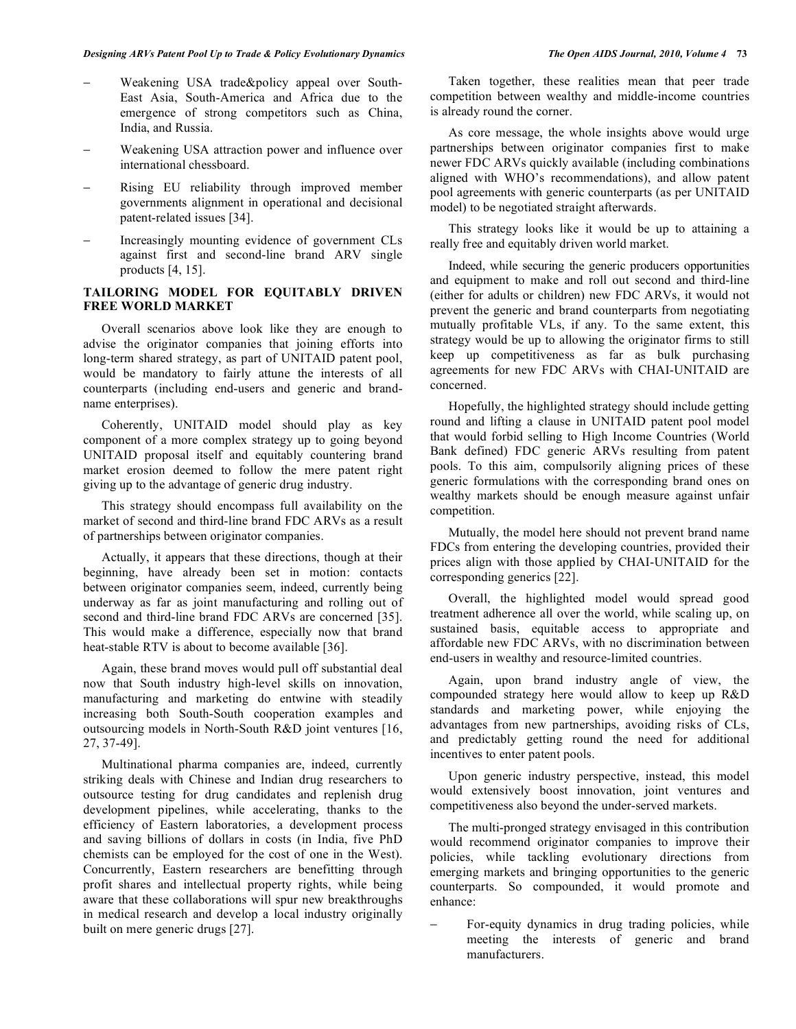- Weakening USA trade&policy appeal over South-East Asia, South-America and Africa due to the emergence of strong competitors such as China, India, and Russia.
- Weakening USA attraction power and influence over international chessboard.
- Rising EU reliability through improved member governments alignment in operational and decisional patent-related issues [34].
- Increasingly mounting evidence of government CLs against first and second-line brand ARV single products [4, 15].

## TAILORING MODEL FOR EQUITABLY DRIVEN FREE WORLD MARKET

Overall scenarios above look like they are enough to advise the originator companies that joining efforts into long-term shared strategy, as part of UNITAID patent pool, would be mandatory to fairly attune the interests of all counterparts (including end-users and generic and brand-name enterprises).

Coherently, UNITAID model should play as key component of a more complex strategy up to going beyond UNITAID proposal itself and equitably countering brand market erosion deemed to follow the mere patent right giving up to the advantage of generic drug industry.

This strategy should encompass full availability on the market of second and third-line brand FDC ARVs as a result of partnerships between originator companies.

Actually, it appears that these directions, though at their beginning, have already been set in motion: contacts between originator companies seem, indeed, currently being underway as far as joint manufacturing and rolling out of second and third-line brand FDC ARVs are concerned [35]. This would make a difference, especially now that brand heat-stable RTV is about to become available [36].

Again, these brand moves would pull off substantial deal now that South industry high-level skills on innovation, manufacturing and marketing do entwine with steadily increasing both South-South cooperation examples and outsourcing models in North-South R&D joint ventures [16, 27, 37-49].

Multinational pharma companies are, indeed, currently striking deals with Chinese and Indian drug researchers to outsource testing for drug candidates and replenish drug development pipelines, while accelerating, thanks to the efficiency of Eastern laboratories, a development process and saving billions of dollars in costs (in India, five PhD chemists can be employed for the cost of one in the West). Concurrently, Eastern researchers are benefitting through profit shares and intellectual property rights, while being aware that these collaborations will spur new breakthroughs in medical research and develop a local industry originally built on mere generic drugs [27].

Taken together, these realities mean that peer trade competition between wealthy and middle-income countries is already round the corner.

As core message, the whole insights above would urge partnerships between originator companies first to make newer FDC ARVs quickly available (including combinations aligned with WHO's recommendations), and allow patent pool agreements with generic counterparts (as per UNITAID model) to be negotiated straight afterwards.

This strategy looks like it would be up to attaining a really free and equitably driven world market.

Indeed, while securing the generic producers opportunities and equipment to make and roll out second and third-line (either for adults or children) new FDC ARVs, it would not prevent the generic and brand counterparts from negotiating mutually profitable VLs, if any. To the same extent, this strategy would be up to allowing the originator firms to still keep up competitiveness as far as bulk purchasing agreements for new FDC ARVs with CHAI-UNITAID are concerned.

Hopefully, the highlighted strategy should include getting round and lifting a clause in UNITAID patent pool model that would forbid selling to High Income Countries (World Bank defined) FDC generic ARVs resulting from patent pools. To this aim, compulsorily aligning prices of these generic formulations with the corresponding brand ones on wealthy markets should be enough measure against unfair competition.

Mutually, the model here should not prevent brand name FDCs from entering the developing countries, provided their prices align with those applied by CHAI-UNITAID for the corresponding generics [22].

Overall, the highlighted model would spread good treatment adherence all over the world, while scaling up, on sustained basis, equitable access to appropriate and affordable new FDC ARVs, with no discrimination between end-users in wealthy and resource-limited countries.

Again, upon brand industry angle of view, the compounded strategy here would allow to keep up R&D standards and marketing power, while enjoying the advantages from new partnerships, avoiding risks of CLs, and predictably getting round the need for additional incentives to enter patent pools.

Upon generic industry perspective, instead, this model would extensively boost innovation, joint ventures and competitiveness also beyond the under-served markets.

The multi-pronged strategy envisaged in this contribution would recommend originator companies to improve their policies, while tackling evolutionary directions from emerging markets and bringing opportunities to the generic counterparts. So compounded, it would promote and enhance:

- For-equity dynamics in drug trading policies, while meeting the interests of generic and brand manufacturers.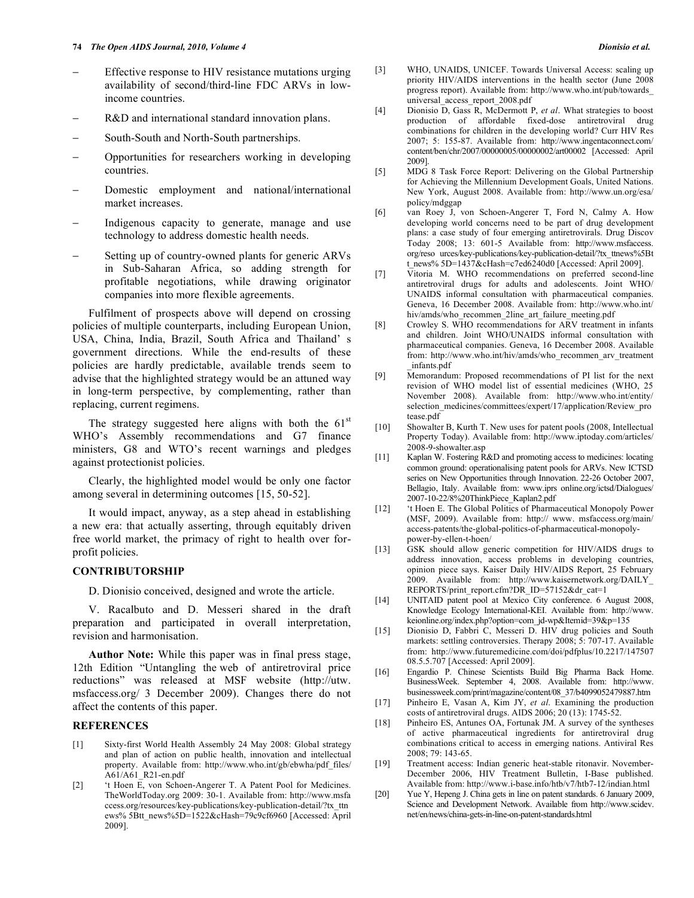– Effective response to HIV resistance mutations urging availability of second/third-line FDC ARVs in low-income countries.

– R&D and international standard innovation plans.

– South-South and North-South partnerships.

– Opportunities for researchers working in developing countries.

– Domestic employment and national/international market increases.

– Indigenous capacity to generate, manage and use technology to address domestic health needs.

– Setting up of country-owned plants for generic ARVs in Sub-Saharan Africa, so adding strength for profitable negotiations, while drawing originator companies into more flexible agreements.

Fulfilment of prospects above will depend on crossing policies of multiple counterparts, including European Union, USA, China, India, Brazil, South Africa and Thailand' s government directions. While the end-results of these policies are hardly predictable, available trends seem to advise that the highlighted strategy would be an attuned way in long-term perspective, by complementing, rather than replacing, current regimens.

The strategy suggested here aligns with both the 61st WHO's Assembly recommendations and G7 finance ministers, G8 and WTO's recent warnings and pledges against protectionist policies.

Clearly, the highlighted model would be only one factor among several in determining outcomes [15, 50-52].

It would impact, anyway, as a step ahead in establishing a new era: that actually asserting, through equitably driven free world market, the primacy of right to health over for-profit policies.

## CONTRIBUTORSHIP

D. Dionisio conceived, designed and wrote the article.

V. Racalbuto and D. Messeri shared in the draft preparation and participated in overall interpretation, revision and harmonisation.

**Author Note:** While this paper was in final press stage, 12th Edition "Untangling the web of antiretroviral price reductions" was released at MSF website (http://utw.msfaccess.org/ 3 December 2009). Changes there do not affect the contents of this paper.

## REFERENCES

[1] Sixty-first World Health Assembly 24 May 2008: Global strategy and plan of action on public health, innovation and intellectual property. Available from: http://www.who.int/gb/ebwha/pdf_files/A61/A61_R21-en.pdf

[2] 't Hoen E, von Schoen-Angerer T. A Patent Pool for Medicines. TheWorldToday.org 2009: 30-1. Available from: http://www.msfaccess.org/resources/key-publications/key-publication-detail/?tx_ttnews% 5Btt_news%5D=1522&cHash=79c9cf6960 [Accessed: April 2009].

[3] WHO, UNAIDS, UNICEF. Towards Universal Access: scaling up priority HIV/AIDS interventions in the health sector (June 2008 progress report). Available from: http://www.who.int/pub/towards_universal_access_report_2008.pdf

[4] Dionisio D, Gass R, McDermott P, *et al*. What strategies to boost production of affordable fixed-dose antiretroviral drug combinations for children in the developing world? Curr HIV Res 2007; 5: 155-87. Available from: http://www.ingentaconnect.com/content/ben/chr/2007/00000005/00000002/art00002 [Accessed: April 2009].

[5] MDG 8 Task Force Report: Delivering on the Global Partnership for Achieving the Millennium Development Goals, United Nations. New York, August 2008. Available from: http://www.un.org/esa/policy/mdggap

[6] van Roey J, von Schoen-Angerer T, Ford N, Calmy A. How developing world concerns need to be part of drug development plans: a case study of four emerging antiretrovirals. Drug Discov Today 2008; 13: 601-5 Available from: http://www.msfaccess.org/reso urces/key-publications/key-publication-detail/?tx_ttnews%5Btt_news% 5D=1437&cHash=c7ed6240d0 [Accessed: April 2009].

[7] Vitoria M. WHO recommendations on preferred second-line antiretroviral drugs for adults and adolescents. Joint WHO/UNAIDS informal consultation with pharmaceutical companies. Geneva, 16 December 2008. Available from: http://www.who.int/hiv/amds/who_recommen_2line_art_failure_meeting.pdf

[8] Crowley S. WHO recommendations for ARV treatment in infants and children. Joint WHO/UNAIDS informal consultation with pharmaceutical companies. Geneva, 16 December 2008. Available from: http://www.who.int/hiv/amds/who_recommen_arv_treatment_infants.pdf

[9] Memorandum: Proposed recommendations of PI list for the next revision of WHO model list of essential medicines (WHO, 25 November 2008). Available from: http://www.who.int/entity/selection_medicines/committees/expert/17/application/Review_protease.pdf

[10] Showalter B, Kurth T. New uses for patent pools (2008, Intellectual Property Today). Available from: http://www.iptoday.com/articles/2008-9-showalter.asp

[11] Kaplan W. Fostering R&D and promoting access to medicines: locating common ground: operationalising patent pools for ARVs. New ICTSD series on New Opportunities through Innovation. 22-26 October 2007, Bellagio, Italy. Available from: www.iprs online.org/ictsd/Dialogues/2007-10-22/8%20ThinkPiece_Kaplan2.pdf

[12] 't Hoen E. The Global Politics of Pharmaceutical Monopoly Power (MSF, 2009). Available from: http:// www. msfaccess.org/main/access-patents/the-global-politics-of-pharmaceutical-monopoly-power-by-ellen-t-hoen/

[13] GSK should allow generic competition for HIV/AIDS drugs to address innovation, access problems in developing countries, opinion piece says. Kaiser Daily HIV/AIDS Report, 25 February 2009. Available from: http://www.kaisernetwork.org/DAILY_REPORTS/print_report.cfm?DR_ID=57152&dr_cat=1

[14] UNITAID patent pool at Mexico City conference. 6 August 2008, Knowledge Ecology International-KEI. Available from: http://www.keionline.org/index.php?option=com_jd-wp&Itemid=39&p=135

[15] Dionisio D, Fabbri C, Messeri D. HIV drug policies and South markets: settling controversies. Therapy 2008; 5: 707-17. Available from: http://www.futuremedicine.com/doi/pdfplus/10.2217/14750708.5.5.707 [Accessed: April 2009].

[16] Engardio P. Chinese Scientists Build Big Pharma Back Home. BusinessWeek. September 4, 2008. Available from: http://www.businessweek.com/print/magazine/content/08_37/b4099052479887.htm

[17] Pinheiro E, Vasan A, Kim JY, *et al*. Examining the production costs of antiretroviral drugs. AIDS 2006; 20 (13): 1745-52.

[18] Pinheiro ES, Antunes OA, Fortunak JM. A survey of the syntheses of active pharmaceutical ingredients for antiretroviral drug combinations critical to access in emerging nations. Antiviral Res 2008; 79: 143-65.

[19] Treatment access: Indian generic heat-stable ritonavir. November-December 2006, HIV Treatment Bulletin, I-Base published. Available from: http://www.i-base.info/htb/v7/htb7-12/indian.html

[20] Yue Y, Hepeng J. China gets in line on patent standards. 6 January 2009, Science and Development Network. Available from http://www.scidev.net/en/news/china-gets-in-line-on-patent-standards.html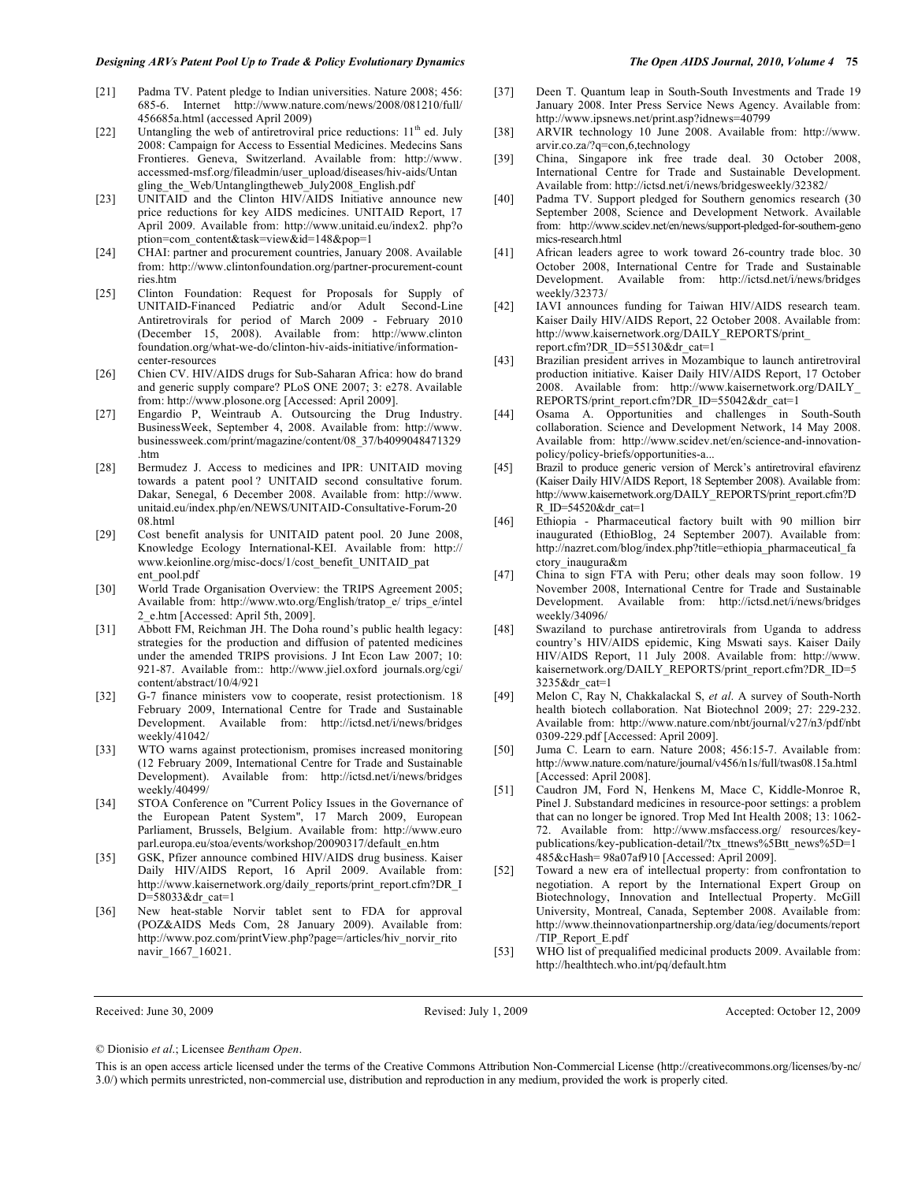[21] Padma TV. Patent pledge to Indian universities. Nature 2008; 456: 685-6. Internet http://www.nature.com/news/2008/081210/full/456685a.html (accessed April 2009)

[22] Untangling the web of antiretroviral price reductions: 11th ed. July 2008: Campaign for Access to Essential Medicines. Medecins Sans Frontieres. Geneva, Switzerland. Available from: http://www.accessmed-msf.org/fileadmin/user_upload/diseases/hiv-aids/Untangling_the_Web/Untanglingtheweb_July2008_English.pdf

[23] UNITAID and the Clinton HIV/AIDS Initiative announce new price reductions for key AIDS medicines. UNITAID Report, 17 April 2009. Available from: http://www.unitaid.eu/index2. php?option=com_content&task=view&id=148&pop=1

[24] CHAI: partner and procurement countries, January 2008. Available from: http://www.clintonfoundation.org/partner-procurement-countries.htm

[25] Clinton Foundation: Request for Proposals for Supply of UNITAID-Financed Pediatric and/or Adult Second-Line Antiretrovirals for period of March 2009 - February 2010 (December 15, 2008). Available from: http://www.clintonfoundation.org/what-we-do/clinton-hiv-aids-initiative/information-center-resources

[26] Chien CV. HIV/AIDS drugs for Sub-Saharan Africa: how do brand and generic supply compare? PLoS ONE 2007; 3: e278. Available from: http://www.plosone.org [Accessed: April 2009].

[27] Engardio P, Weintraub A. Outsourcing the Drug Industry. BusinessWeek, September 4, 2008. Available from: http://www.businessweek.com/print/magazine/content/08_37/b4099048471329.htm

[28] Bermudez J. Access to medicines and IPR: UNITAID moving towards a patent pool ? UNITAID second consultative forum. Dakar, Senegal, 6 December 2008. Available from: http://www.unitaid.eu/index.php/en/NEWS/UNITAID-Consultative-Forum-2008.html

[29] Cost benefit analysis for UNITAID patent pool. 20 June 2008, Knowledge Ecology International-KEI. Available from: http://www.keionline.org/misc-docs/1/cost_benefit_UNITAID_patent_pool.pdf

[30] World Trade Organisation Overview: the TRIPS Agreement 2005; Available from: http://www.wto.org/English/tratop_e/ trips_e/intel2_e.htm [Accessed: April 5th, 2009].

[31] Abbott FM, Reichman JH. The Doha round's public health legacy: strategies for the production and diffusion of patented medicines under the amended TRIPS provisions. J Int Econ Law 2007; 10: 921-87. Available from:: http://www.jiel.oxford journals.org/cgi/content/abstract/10/4/921

[32] G-7 finance ministers vow to cooperate, resist protectionism. 18 February 2009, International Centre for Trade and Sustainable Development. Available from: http://ictsd.net/i/news/bridgesweekly/41042/

[33] WTO warns against protectionism, promises increased monitoring (12 February 2009, International Centre for Trade and Sustainable Development). Available from: http://ictsd.net/i/news/bridgesweekly/40499/

[34] STOA Conference on "Current Policy Issues in the Governance of the European Patent System", 17 March 2009, European Parliament, Brussels, Belgium. Available from: http://www.europarl.europa.eu/stoa/events/workshop/20090317/default_en.htm

[35] GSK, Pfizer announce combined HIV/AIDS drug business. Kaiser Daily HIV/AIDS Report, 16 April 2009. Available from: http://www.kaisernetwork.org/daily_reports/print_report.cfm?DR_ID=58033&dr_cat=1

[36] New heat-stable Norvir tablet sent to FDA for approval (POZ&AIDS Meds Com, 28 January 2009). Available from: http://www.poz.com/printView.php?page=/articles/hiv_norvir_ritonavir_1667_16021.

[37] Deen T. Quantum leap in South-South Investments and Trade 19 January 2008. Inter Press Service News Agency. Available from: http://www.ipsnews.net/print.asp?idnews=40799

[38] ARVIR technology 10 June 2008. Available from: http://www.arvir.co.za/?q=con,6,technology

[39] China, Singapore ink free trade deal. 30 October 2008, International Centre for Trade and Sustainable Development. Available from: http://ictsd.net/i/news/bridgesweekly/32382/

[40] Padma TV. Support pledged for Southern genomics research (30 September 2008, Science and Development Network. Available from: http://www.scidev.net/en/news/support-pledged-for-southern-genomics-research.html

[41] African leaders agree to work toward 26-country trade bloc. 30 October 2008, International Centre for Trade and Sustainable Development. Available from: http://ictsd.net/i/news/bridgesweekly/32373/

[42] IAVI announces funding for Taiwan HIV/AIDS research team. Kaiser Daily HIV/AIDS Report, 22 October 2008. Available from: http://www.kaisernetwork.org/DAILY_REPORTS/print_report.cfm?DR_ID=55130&dr_cat=1

[43] Brazilian president arrives in Mozambique to launch antiretroviral production initiative. Kaiser Daily HIV/AIDS Report, 17 October 2008. Available from: http://www.kaisernetwork.org/DAILY_REPORTS/print_report.cfm?DR_ID=55042&dr_cat=1

[44] Osama A. Opportunities and challenges in South-South collaboration. Science and Development Network, 14 May 2008. Available from: http://www.scidev.net/en/science-and-innovation-policy/policy-briefs/opportunities-a...

[45] Brazil to produce generic version of Merck's antiretroviral efavirenz (Kaiser Daily HIV/AIDS Report, 18 September 2008). Available from: http://www.kaisernetwork.org/DAILY_REPORTS/print_report.cfm?DR_ID=54520&dr_cat=1

[46] Ethiopia - Pharmaceutical factory built with 90 million birr inaugurated (EthioBlog, 24 September 2007). Available from: http://nazret.com/blog/index.php?title=ethiopia_pharmaceutical_factory_inaugura&m

[47] China to sign FTA with Peru; other deals may soon follow. 19 November 2008, International Centre for Trade and Sustainable Development. Available from: http://ictsd.net/i/news/bridgesweekly/34096/

[48] Swaziland to purchase antiretrovirals from Uganda to address country's HIV/AIDS epidemic, King Mswati says. Kaiser Daily HIV/AIDS Report, 11 July 2008. Available from: http://www.kaisernetwork.org/DAILY_REPORTS/print_report.cfm?DR_ID=53235&dr_cat=1

[49] Melon C, Ray N, Chakkalackal S, *et al*. A survey of South-North health biotech collaboration. Nat Biotechnol 2009; 27: 229-232. Available from: http://www.nature.com/nbt/journal/v27/n3/pdf/nbt0309-229.pdf [Accessed: April 2009].

[50] Juma C. Learn to earn. Nature 2008; 456:15-7. Available from: http://www.nature.com/nature/journal/v456/n1s/full/twas08.15a.html [Accessed: April 2008].

[51] Caudron JM, Ford N, Henkens M, Mace C, Kiddle-Monroe R, Pinel J. Substandard medicines in resource-poor settings: a problem that can no longer be ignored. Trop Med Int Health 2008; 13: 1062-72. Available from: http://www.msfaccess.org/ resources/key-publications/key-publication-detail/?tx_ttnews%5Btt_news%5D=1485&cHash= 98a07af910 [Accessed: April 2009].

[52] Toward a new era of intellectual property: from confrontation to negotiation. A report by the International Expert Group on Biotechnology, Innovation and Intellectual Property. McGill University, Montreal, Canada, September 2008. Available from: http://www.theinnovationpartnership.org/data/ieg/documents/report/TIP_Report_E.pdf

[53] WHO list of prequalified medicinal products 2009. Available from: http://healthtech.who.int/pq/default.htm

Received: June 30, 2009 Revised: July 1, 2009 Accepted: October 12, 2009

© Dionisio *et al*.; Licensee *Bentham Open*.

This is an open access article licensed under the terms of the Creative Commons Attribution Non-Commercial License (http://creativecommons.org/licenses/by-nc/3.0/) which permits unrestricted, non-commercial use, distribution and reproduction in any medium, provided the work is properly cited.